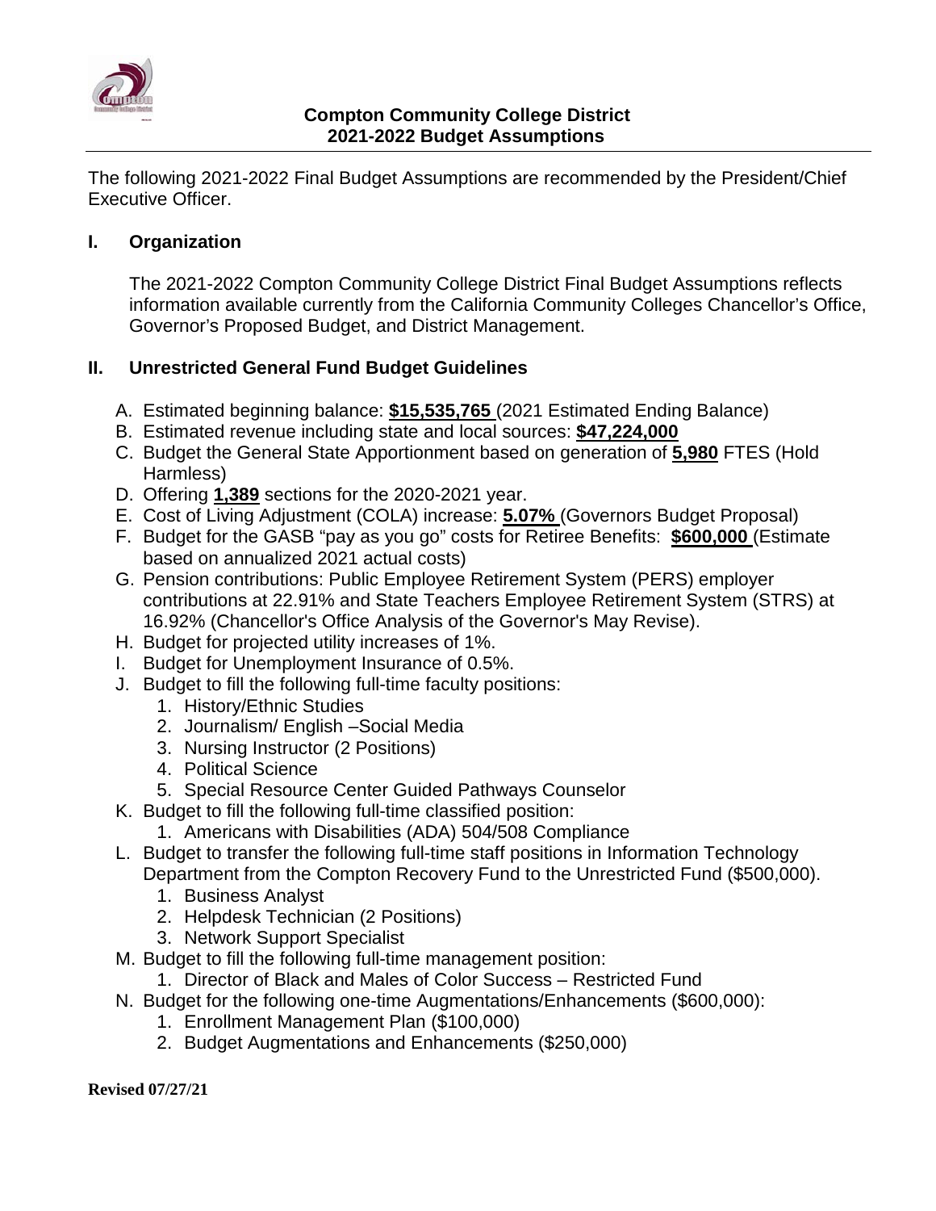**Compton Community College District**
**2021-2022 Budget Assumptions**

The following 2021-2022 Final Budget Assumptions are recommended by the President/Chief Executive Officer.

## I. Organization

The 2021-2022 Compton Community College District Final Budget Assumptions reflects information available currently from the California Community Colleges Chancellor's Office, Governor's Proposed Budget, and District Management.

## II. Unrestricted General Fund Budget Guidelines

A. Estimated beginning balance: **$15,535,765** (2021 Estimated Ending Balance)
B. Estimated revenue including state and local sources: **$47,224,000**
C. Budget the General State Apportionment based on generation of **5,980** FTES (Hold Harmless)
D. Offering **1,389** sections for the 2020-2021 year.
E. Cost of Living Adjustment (COLA) increase: **5.07%** (Governors Budget Proposal)
F. Budget for the GASB "pay as you go" costs for Retiree Benefits: **$600,000** (Estimate based on annualized 2021 actual costs)
G. Pension contributions: Public Employee Retirement System (PERS) employer contributions at 22.91% and State Teachers Employee Retirement System (STRS) at 16.92% (Chancellor's Office Analysis of the Governor's May Revise).
H. Budget for projected utility increases of 1%.
I. Budget for Unemployment Insurance of 0.5%.
J. Budget to fill the following full-time faculty positions:
   1. History/Ethnic Studies
   2. Journalism/ English –Social Media
   3. Nursing Instructor (2 Positions)
   4. Political Science
   5. Special Resource Center Guided Pathways Counselor
K. Budget to fill the following full-time classified position:
   1. Americans with Disabilities (ADA) 504/508 Compliance
L. Budget to transfer the following full-time staff positions in Information Technology Department from the Compton Recovery Fund to the Unrestricted Fund ($500,000).
   1. Business Analyst
   2. Helpdesk Technician (2 Positions)
   3. Network Support Specialist
M. Budget to fill the following full-time management position:
   1. Director of Black and Males of Color Success – Restricted Fund
N. Budget for the following one-time Augmentations/Enhancements ($600,000):
   1. Enrollment Management Plan ($100,000)
   2. Budget Augmentations and Enhancements ($250,000)

**Revised 07/27/21**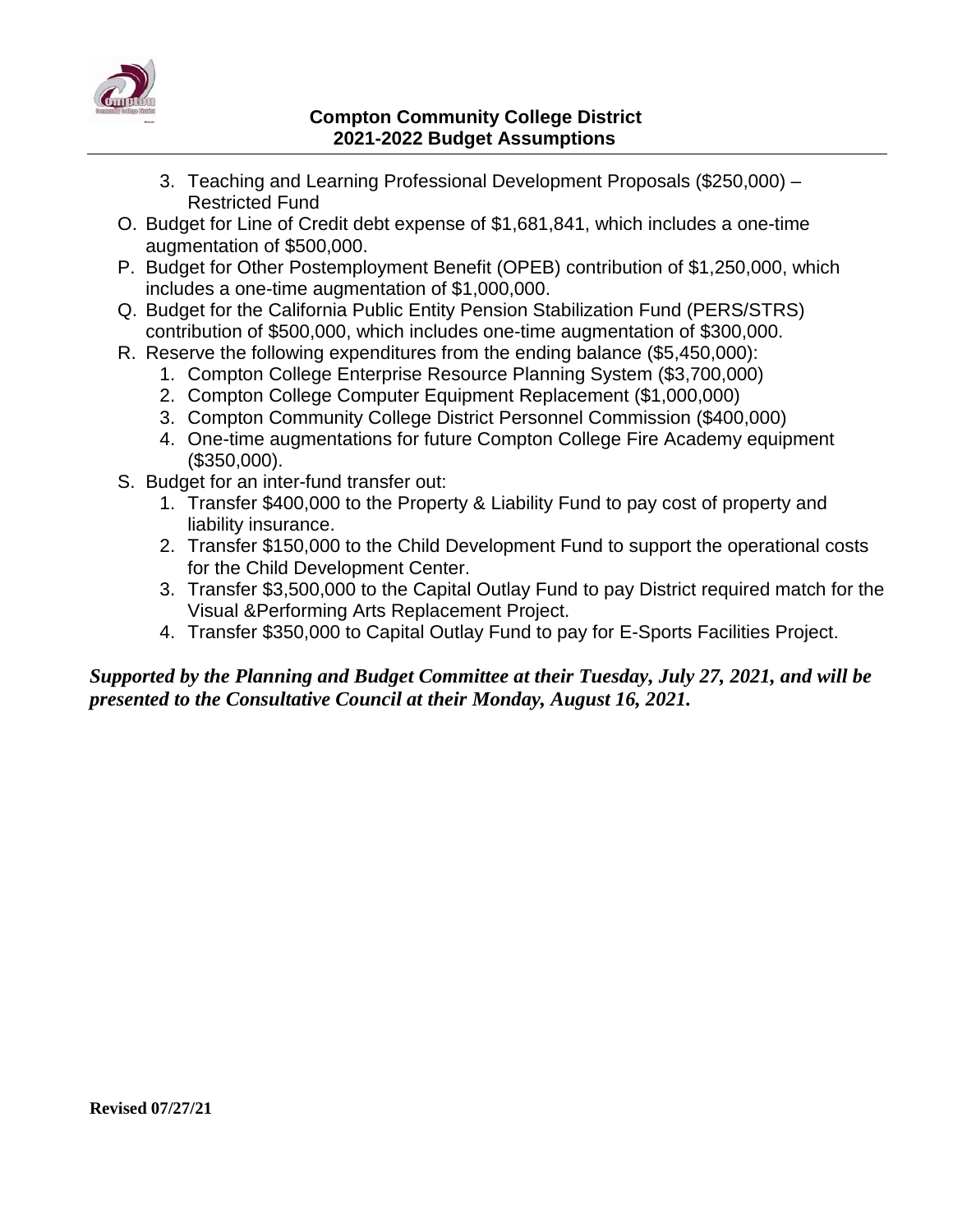3. Teaching and Learning Professional Development Proposals ($250,000) – Restricted Fund

O. Budget for Line of Credit debt expense of $1,681,841, which includes a one-time augmentation of $500,000.

P. Budget for Other Postemployment Benefit (OPEB) contribution of $1,250,000, which includes a one-time augmentation of $1,000,000.

Q. Budget for the California Public Entity Pension Stabilization Fund (PERS/STRS) contribution of $500,000, which includes one-time augmentation of $300,000.

R. Reserve the following expenditures from the ending balance ($5,450,000):
   1. Compton College Enterprise Resource Planning System ($3,700,000)
   2. Compton College Computer Equipment Replacement ($1,000,000)
   3. Compton Community College District Personnel Commission ($400,000)
   4. One-time augmentations for future Compton College Fire Academy equipment ($350,000).

S. Budget for an inter-fund transfer out:
   1. Transfer $400,000 to the Property & Liability Fund to pay cost of property and liability insurance.
   2. Transfer $150,000 to the Child Development Fund to support the operational costs for the Child Development Center.
   3. Transfer $3,500,000 to the Capital Outlay Fund to pay District required match for the Visual &Performing Arts Replacement Project.
   4. Transfer $350,000 to Capital Outlay Fund to pay for E-Sports Facilities Project.

***Supported by the Planning and Budget Committee at their Tuesday, July 27, 2021, and will be presented to the Consultative Council at their Monday, August 16, 2021.***

**Revised 07/27/21**